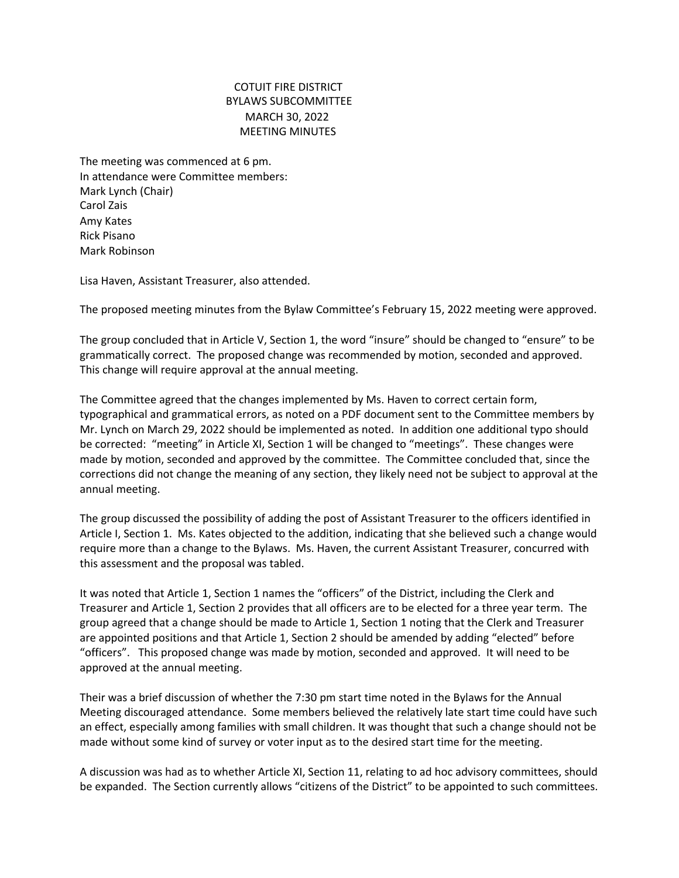# COTUIT FIRE DISTRICT
## BYLAWS SUBCOMMITTEE
## MARCH 30, 2022
## MEETING MINUTES

The meeting was commenced at 6 pm.
In attendance were Committee members:
Mark Lynch (Chair)
Carol Zais
Amy Kates
Rick Pisano
Mark Robinson

Lisa Haven, Assistant Treasurer, also attended.

The proposed meeting minutes from the Bylaw Committee's February 15, 2022 meeting were approved.

The group concluded that in Article V, Section 1, the word "insure" should be changed to "ensure" to be grammatically correct. The proposed change was recommended by motion, seconded and approved. This change will require approval at the annual meeting.

The Committee agreed that the changes implemented by Ms. Haven to correct certain form, typographical and grammatical errors, as noted on a PDF document sent to the Committee members by Mr. Lynch on March 29, 2022 should be implemented as noted. In addition one additional typo should be corrected: "meeting" in Article XI, Section 1 will be changed to "meetings". These changes were made by motion, seconded and approved by the committee. The Committee concluded that, since the corrections did not change the meaning of any section, they likely need not be subject to approval at the annual meeting.

The group discussed the possibility of adding the post of Assistant Treasurer to the officers identified in Article I, Section 1. Ms. Kates objected to the addition, indicating that she believed such a change would require more than a change to the Bylaws. Ms. Haven, the current Assistant Treasurer, concurred with this assessment and the proposal was tabled.

It was noted that Article 1, Section 1 names the "officers" of the District, including the Clerk and Treasurer and Article 1, Section 2 provides that all officers are to be elected for a three year term. The group agreed that a change should be made to Article 1, Section 1 noting that the Clerk and Treasurer are appointed positions and that Article 1, Section 2 should be amended by adding "elected" before "officers". This proposed change was made by motion, seconded and approved. It will need to be approved at the annual meeting.

Their was a brief discussion of whether the 7:30 pm start time noted in the Bylaws for the Annual Meeting discouraged attendance. Some members believed the relatively late start time could have such an effect, especially among families with small children. It was thought that such a change should not be made without some kind of survey or voter input as to the desired start time for the meeting.

A discussion was had as to whether Article XI, Section 11, relating to ad hoc advisory committees, should be expanded. The Section currently allows "citizens of the District" to be appointed to such committees.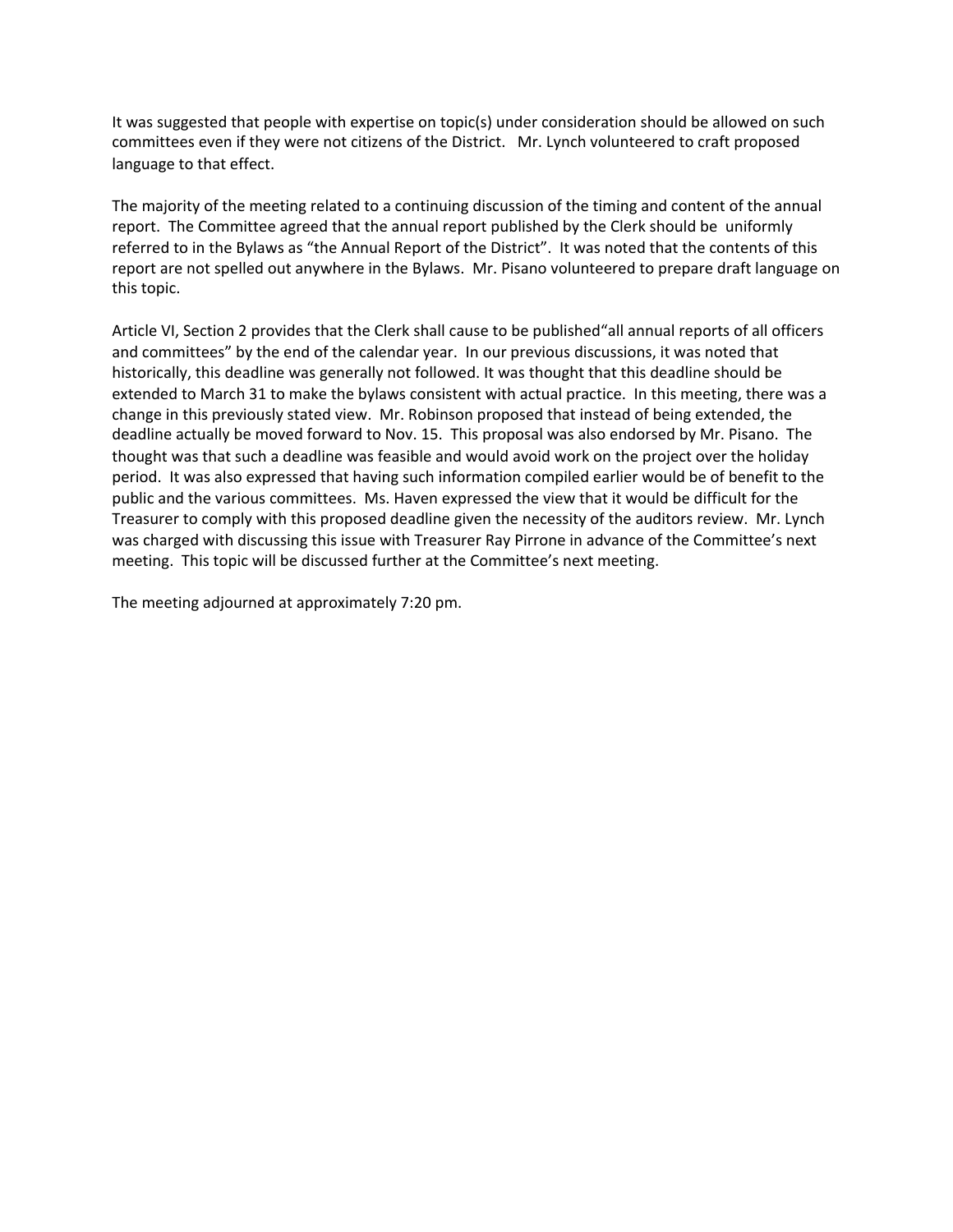It was suggested that people with expertise on topic(s) under consideration should be allowed on such committees even if they were not citizens of the District. Mr. Lynch volunteered to craft proposed language to that effect.

The majority of the meeting related to a continuing discussion of the timing and content of the annual report. The Committee agreed that the annual report published by the Clerk should be uniformly referred to in the Bylaws as "the Annual Report of the District". It was noted that the contents of this report are not spelled out anywhere in the Bylaws. Mr. Pisano volunteered to prepare draft language on this topic.

Article VI, Section 2 provides that the Clerk shall cause to be published"all annual reports of all officers and committees" by the end of the calendar year. In our previous discussions, it was noted that historically, this deadline was generally not followed. It was thought that this deadline should be extended to March 31 to make the bylaws consistent with actual practice. In this meeting, there was a change in this previously stated view. Mr. Robinson proposed that instead of being extended, the deadline actually be moved forward to Nov. 15. This proposal was also endorsed by Mr. Pisano. The thought was that such a deadline was feasible and would avoid work on the project over the holiday period. It was also expressed that having such information compiled earlier would be of benefit to the public and the various committees. Ms. Haven expressed the view that it would be difficult for the Treasurer to comply with this proposed deadline given the necessity of the auditors review. Mr. Lynch was charged with discussing this issue with Treasurer Ray Pirrone in advance of the Committee's next meeting. This topic will be discussed further at the Committee's next meeting.

The meeting adjourned at approximately 7:20 pm.